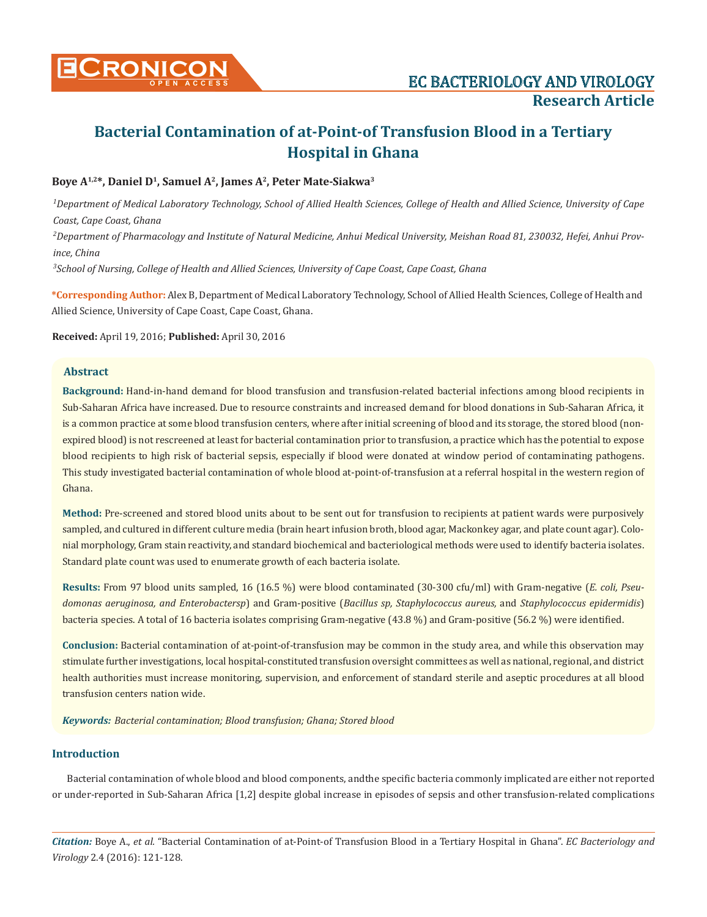# Bacterial Contamination of at-Point-of Transfusion Blood in a Tertiary Hospital in Ghana

**Boye A[1,2]*, Daniel D[1], Samuel A[2], James A[2], Peter Mate-Siakwa[3]**

*[1]Department of Medical Laboratory Technology, School of Allied Health Sciences, College of Health and Allied Science, University of Cape Coast, Cape Coast, Ghana*

*[2]Department of Pharmacology and Institute of Natural Medicine, Anhui Medical University, Meishan Road 81, 230032, Hefei, Anhui Province, China*

*[3]School of Nursing, College of Health and Allied Sciences, University of Cape Coast, Cape Coast, Ghana*

**\*Corresponding Author:** Alex B, Department of Medical Laboratory Technology, School of Allied Health Sciences, College of Health and Allied Science, University of Cape Coast, Cape Coast, Ghana.

**Received:** April 19, 2016; **Published:** April 30, 2016

## Abstract

**Background:** Hand-in-hand demand for blood transfusion and transfusion-related bacterial infections among blood recipients in Sub-Saharan Africa have increased. Due to resource constraints and increased demand for blood donations in Sub-Saharan Africa, it is a common practice at some blood transfusion centers, where after initial screening of blood and its storage, the stored blood (non-expired blood) is not rescreened at least for bacterial contamination prior to transfusion, a practice which has the potential to expose blood recipients to high risk of bacterial sepsis, especially if blood were donated at window period of contaminating pathogens. This study investigated bacterial contamination of whole blood at-point-of-transfusion at a referral hospital in the western region of Ghana.

**Method:** Pre-screened and stored blood units about to be sent out for transfusion to recipients at patient wards were purposively sampled, and cultured in different culture media (brain heart infusion broth, blood agar, Mackonkey agar, and plate count agar). Colonial morphology, Gram stain reactivity, and standard biochemical and bacteriological methods were used to identify bacteria isolates. Standard plate count was used to enumerate growth of each bacteria isolate.

**Results:** From 97 blood units sampled, 16 (16.5 %) were blood contaminated (30-300 cfu/ml) with Gram-negative (*E. coli, Pseudomonas aeruginosa, and Enterobactersp*) and Gram-positive (*Bacillus sp, Staphylococcus aureus,* and *Staphylococcus epidermidis*) bacteria species. A total of 16 bacteria isolates comprising Gram-negative (43.8 %) and Gram-positive (56.2 %) were identified.

**Conclusion:** Bacterial contamination of at-point-of-transfusion may be common in the study area, and while this observation may stimulate further investigations, local hospital-constituted transfusion oversight committees as well as national, regional, and district health authorities must increase monitoring, supervision, and enforcement of standard sterile and aseptic procedures at all blood transfusion centers nation wide.

***Keywords:*** *Bacterial contamination; Blood transfusion; Ghana; Stored blood*

## Introduction

Bacterial contamination of whole blood and blood components, andthe specific bacteria commonly implicated are either not reported or under-reported in Sub-Saharan Africa [1,2] despite global increase in episodes of sepsis and other transfusion-related complications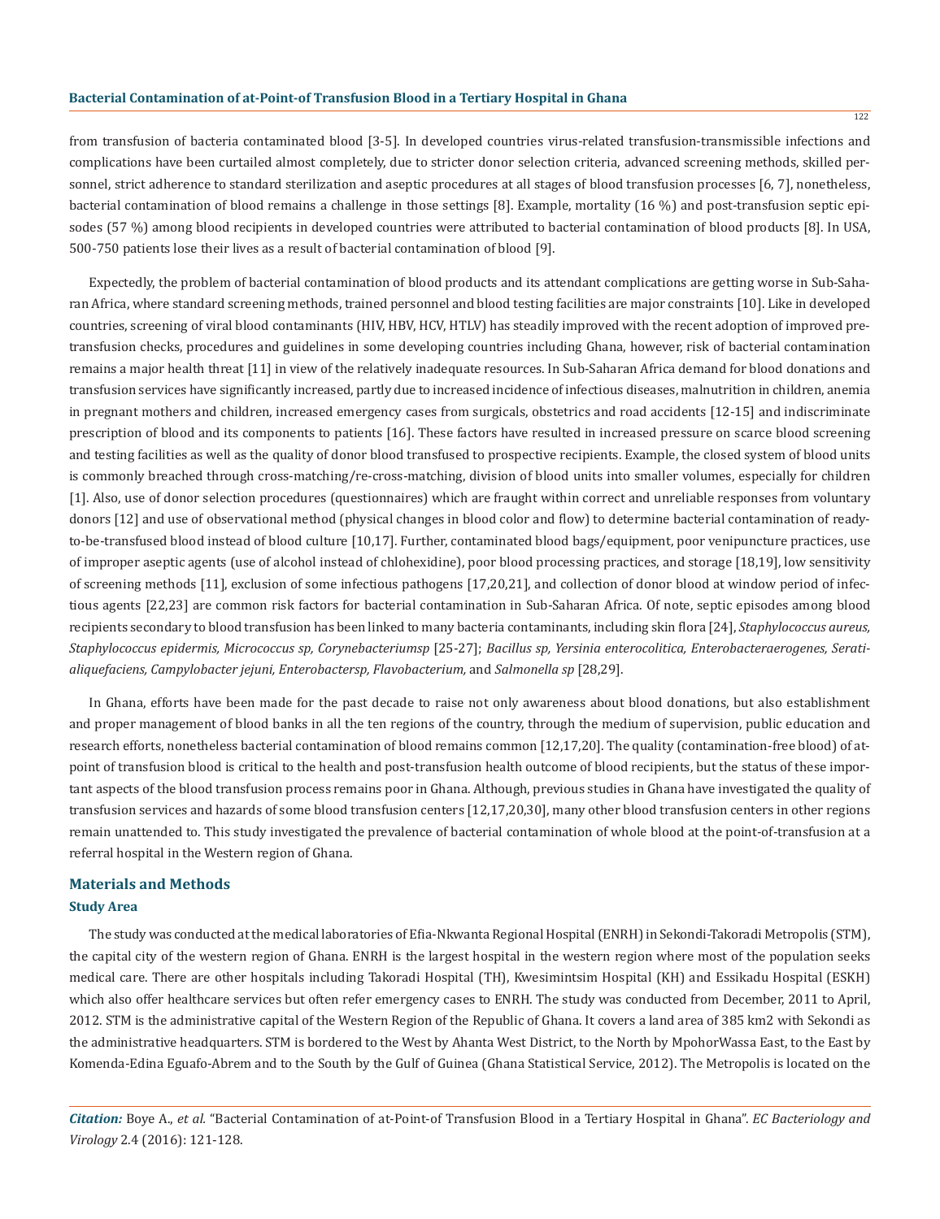from transfusion of bacteria contaminated blood [3-5]. In developed countries virus-related transfusion-transmissible infections and complications have been curtailed almost completely, due to stricter donor selection criteria, advanced screening methods, skilled personnel, strict adherence to standard sterilization and aseptic procedures at all stages of blood transfusion processes [6, 7], nonetheless, bacterial contamination of blood remains a challenge in those settings [8]. Example, mortality (16 %) and post-transfusion septic episodes (57 %) among blood recipients in developed countries were attributed to bacterial contamination of blood products [8]. In USA, 500-750 patients lose their lives as a result of bacterial contamination of blood [9].

Expectedly, the problem of bacterial contamination of blood products and its attendant complications are getting worse in Sub-Saharan Africa, where standard screening methods, trained personnel and blood testing facilities are major constraints [10]. Like in developed countries, screening of viral blood contaminants (HIV, HBV, HCV, HTLV) has steadily improved with the recent adoption of improved pre-transfusion checks, procedures and guidelines in some developing countries including Ghana, however, risk of bacterial contamination remains a major health threat [11] in view of the relatively inadequate resources. In Sub-Saharan Africa demand for blood donations and transfusion services have significantly increased, partly due to increased incidence of infectious diseases, malnutrition in children, anemia in pregnant mothers and children, increased emergency cases from surgicals, obstetrics and road accidents [12-15] and indiscriminate prescription of blood and its components to patients [16]. These factors have resulted in increased pressure on scarce blood screening and testing facilities as well as the quality of donor blood transfused to prospective recipients. Example, the closed system of blood units is commonly breached through cross-matching/re-cross-matching, division of blood units into smaller volumes, especially for children [1]. Also, use of donor selection procedures (questionnaires) which are fraught within correct and unreliable responses from voluntary donors [12] and use of observational method (physical changes in blood color and flow) to determine bacterial contamination of ready-to-be-transfused blood instead of blood culture [10,17]. Further, contaminated blood bags/equipment, poor venipuncture practices, use of improper aseptic agents (use of alcohol instead of chlohexidine), poor blood processing practices, and storage [18,19], low sensitivity of screening methods [11], exclusion of some infectious pathogens [17,20,21], and collection of donor blood at window period of infectious agents [22,23] are common risk factors for bacterial contamination in Sub-Saharan Africa. Of note, septic episodes among blood recipients secondary to blood transfusion has been linked to many bacteria contaminants, including skin flora [24], *Staphylococcus aureus, Staphylococcus epidermis, Micrococcus sp, Corynebacteriumsp* [25-27]; *Bacillus sp, Yersinia enterocolitica, Enterobacteraerogenes, Seratialiquefaciens, Campylobacter jejuni, Enterobactersp, Flavobacterium,* and *Salmonella sp* [28,29].

In Ghana, efforts have been made for the past decade to raise not only awareness about blood donations, but also establishment and proper management of blood banks in all the ten regions of the country, through the medium of supervision, public education and research efforts, nonetheless bacterial contamination of blood remains common [12,17,20]. The quality (contamination-free blood) of at-point of transfusion blood is critical to the health and post-transfusion health outcome of blood recipients, but the status of these important aspects of the blood transfusion process remains poor in Ghana. Although, previous studies in Ghana have investigated the quality of transfusion services and hazards of some blood transfusion centers [12,17,20,30], many other blood transfusion centers in other regions remain unattended to. This study investigated the prevalence of bacterial contamination of whole blood at the point-of-transfusion at a referral hospital in the Western region of Ghana.

## Materials and Methods

### Study Area

The study was conducted at the medical laboratories of Efia-Nkwanta Regional Hospital (ENRH) in Sekondi-Takoradi Metropolis (STM), the capital city of the western region of Ghana. ENRH is the largest hospital in the western region where most of the population seeks medical care. There are other hospitals including Takoradi Hospital (TH), Kwesimintsim Hospital (KH) and Essikadu Hospital (ESKH) which also offer healthcare services but often refer emergency cases to ENRH. The study was conducted from December, 2011 to April, 2012. STM is the administrative capital of the Western Region of the Republic of Ghana. It covers a land area of 385 km2 with Sekondi as the administrative headquarters. STM is bordered to the West by Ahanta West District, to the North by MpohorWassa East, to the East by Komenda-Edina Eguafo-Abrem and to the South by the Gulf of Guinea (Ghana Statistical Service, 2012). The Metropolis is located on the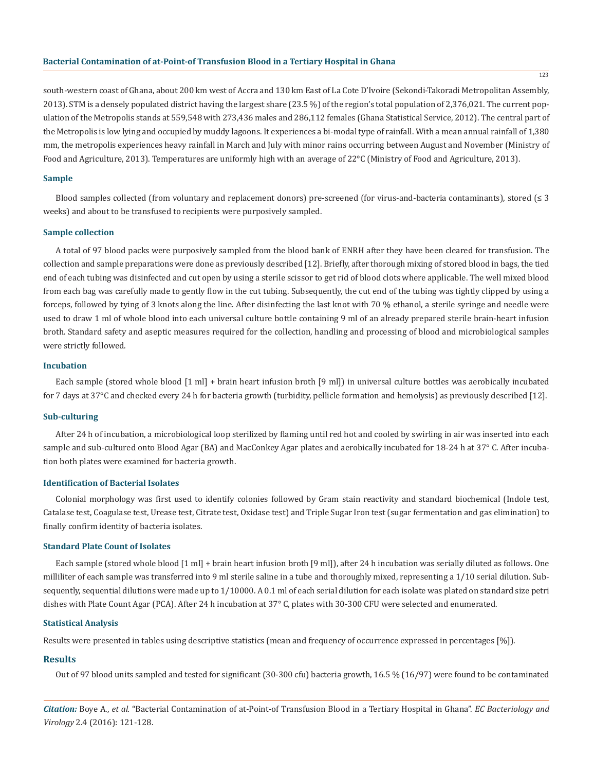south-western coast of Ghana, about 200 km west of Accra and 130 km East of La Cote D'Ivoire (Sekondi-Takoradi Metropolitan Assembly, 2013). STM is a densely populated district having the largest share (23.5 %) of the region's total population of 2,376,021. The current population of the Metropolis stands at 559,548 with 273,436 males and 286,112 females (Ghana Statistical Service, 2012). The central part of the Metropolis is low lying and occupied by muddy lagoons. It experiences a bi-modal type of rainfall. With a mean annual rainfall of 1,380 mm, the metropolis experiences heavy rainfall in March and July with minor rains occurring between August and November (Ministry of Food and Agriculture, 2013). Temperatures are uniformly high with an average of 22°C (Ministry of Food and Agriculture, 2013).

### Sample

Blood samples collected (from voluntary and replacement donors) pre-screened (for virus-and-bacteria contaminants), stored (≤ 3 weeks) and about to be transfused to recipients were purposively sampled.

### Sample collection

A total of 97 blood packs were purposively sampled from the blood bank of ENRH after they have been cleared for transfusion. The collection and sample preparations were done as previously described [12]. Briefly, after thorough mixing of stored blood in bags, the tied end of each tubing was disinfected and cut open by using a sterile scissor to get rid of blood clots where applicable. The well mixed blood from each bag was carefully made to gently flow in the cut tubing. Subsequently, the cut end of the tubing was tightly clipped by using a forceps, followed by tying of 3 knots along the line. After disinfecting the last knot with 70 % ethanol, a sterile syringe and needle were used to draw 1 ml of whole blood into each universal culture bottle containing 9 ml of an already prepared sterile brain-heart infusion broth. Standard safety and aseptic measures required for the collection, handling and processing of blood and microbiological samples were strictly followed.

### Incubation

Each sample (stored whole blood [1 ml] + brain heart infusion broth [9 ml]) in universal culture bottles was aerobically incubated for 7 days at 37°C and checked every 24 h for bacteria growth (turbidity, pellicle formation and hemolysis) as previously described [12].

### Sub-culturing

After 24 h of incubation, a microbiological loop sterilized by flaming until red hot and cooled by swirling in air was inserted into each sample and sub-cultured onto Blood Agar (BA) and MacConkey Agar plates and aerobically incubated for 18-24 h at 37° C. After incubation both plates were examined for bacteria growth.

### Identification of Bacterial Isolates

Colonial morphology was first used to identify colonies followed by Gram stain reactivity and standard biochemical (Indole test, Catalase test, Coagulase test, Urease test, Citrate test, Oxidase test) and Triple Sugar Iron test (sugar fermentation and gas elimination) to finally confirm identity of bacteria isolates.

### Standard Plate Count of Isolates

Each sample (stored whole blood [1 ml] + brain heart infusion broth [9 ml]), after 24 h incubation was serially diluted as follows. One milliliter of each sample was transferred into 9 ml sterile saline in a tube and thoroughly mixed, representing a 1/10 serial dilution. Subsequently, sequential dilutions were made up to 1/10000. A 0.1 ml of each serial dilution for each isolate was plated on standard size petri dishes with Plate Count Agar (PCA). After 24 h incubation at 37° C, plates with 30-300 CFU were selected and enumerated.

### Statistical Analysis

Results were presented in tables using descriptive statistics (mean and frequency of occurrence expressed in percentages [%]).

## Results

Out of 97 blood units sampled and tested for significant (30-300 cfu) bacteria growth, 16.5 % (16/97) were found to be contaminated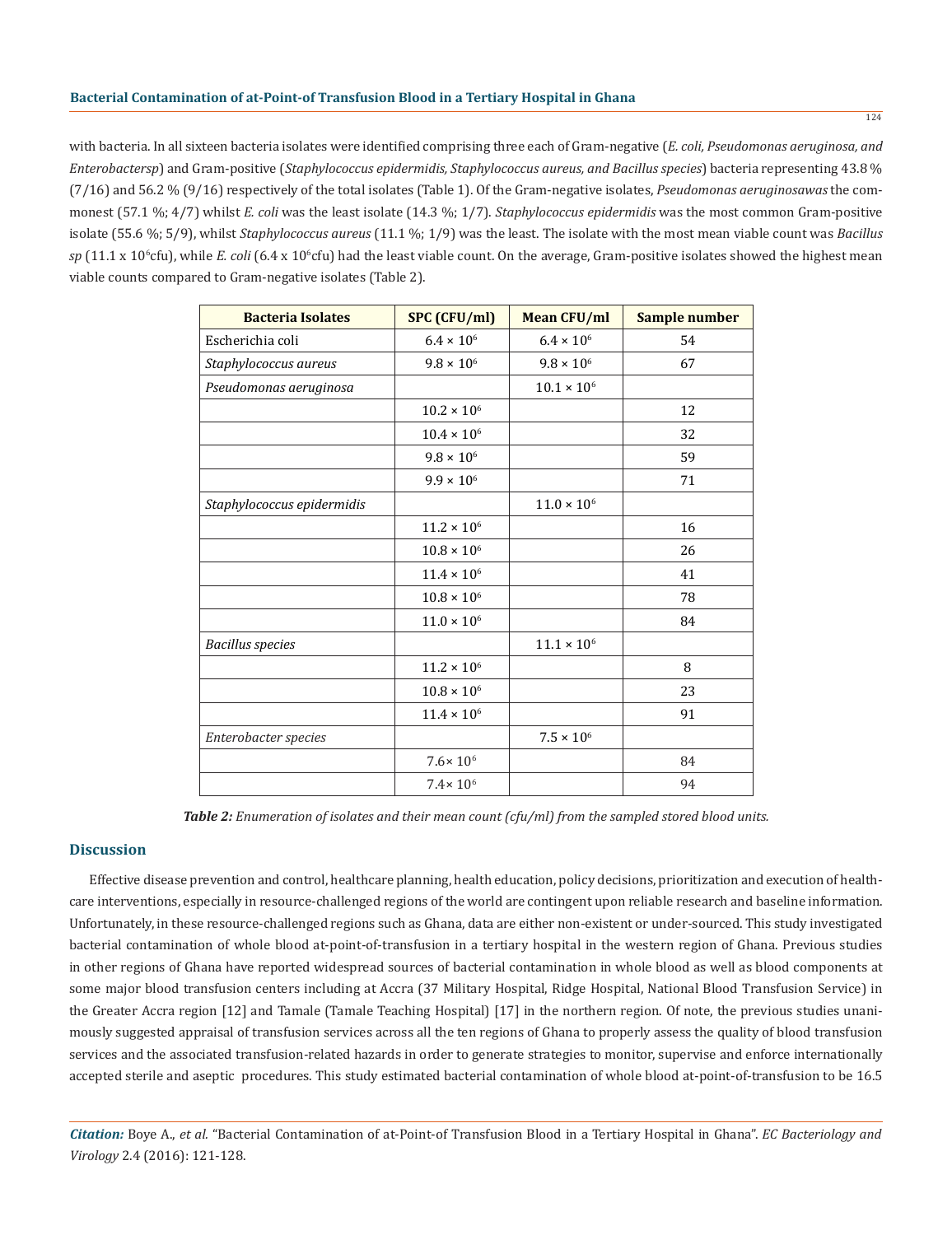with bacteria. In all sixteen bacteria isolates were identified comprising three each of Gram-negative (*E. coli, Pseudomonas aeruginosa, and Enterobactersp*) and Gram-positive (*Staphylococcus epidermidis, Staphylococcus aureus, and Bacillus species*) bacteria representing 43.8 % (7/16) and 56.2 % (9/16) respectively of the total isolates (Table 1). Of the Gram-negative isolates, *Pseudomonas aeruginosawas* the commonest (57.1 %; 4/7) whilst *E. coli* was the least isolate (14.3 %; 1/7). *Staphylococcus epidermidis* was the most common Gram-positive isolate (55.6 %; 5/9), whilst *Staphylococcus aureus* (11.1 %; 1/9) was the least. The isolate with the most mean viable count was *Bacillus sp* (11.1 x $10^6$cfu), while *E. coli* (6.4 x $10^6$cfu) had the least viable count. On the average, Gram-positive isolates showed the highest mean viable counts compared to Gram-negative isolates (Table 2).

| Bacteria Isolates | SPC (CFU/ml) | Mean CFU/ml | Sample number |
|---|---|---|---|
| Escherichia coli | $6.4 \times 10^6$ | $6.4 \times 10^6$ | 54 |
| *Staphylococcus aureus* | $9.8 \times 10^6$ | $9.8 \times 10^6$ | 67 |
| *Pseudomonas aeruginosa* | | $10.1 \times 10^6$ | |
| | $10.2 \times 10^6$ | | 12 |
| | $10.4 \times 10^6$ | | 32 |
| | $9.8 \times 10^6$ | | 59 |
| | $9.9 \times 10^6$ | | 71 |
| *Staphylococcus epidermidis* | | $11.0 \times 10^6$ | |
| | $11.2 \times 10^6$ | | 16 |
| | $10.8 \times 10^6$ | | 26 |
| | $11.4 \times 10^6$ | | 41 |
| | $10.8 \times 10^6$ | | 78 |
| | $11.0 \times 10^6$ | | 84 |
| *Bacillus species* | | $11.1 \times 10^6$ | |
| | $11.2 \times 10^6$ | | 8 |
| | $10.8 \times 10^6$ | | 23 |
| | $11.4 \times 10^6$ | | 91 |
| *Enterobacter species* | | $7.5 \times 10^6$ | |
| | $7.6 \times 10^6$ | | 84 |
| | $7.4 \times 10^6$ | | 94 |

***Table 2:*** *Enumeration of isolates and their mean count (cfu/ml) from the sampled stored blood units.*

## Discussion

Effective disease prevention and control, healthcare planning, health education, policy decisions, prioritization and execution of healthcare interventions, especially in resource-challenged regions of the world are contingent upon reliable research and baseline information. Unfortunately, in these resource-challenged regions such as Ghana, data are either non-existent or under-sourced. This study investigated bacterial contamination of whole blood at-point-of-transfusion in a tertiary hospital in the western region of Ghana. Previous studies in other regions of Ghana have reported widespread sources of bacterial contamination in whole blood as well as blood components at some major blood transfusion centers including at Accra (37 Military Hospital, Ridge Hospital, National Blood Transfusion Service) in the Greater Accra region [12] and Tamale (Tamale Teaching Hospital) [17] in the northern region. Of note, the previous studies unanimously suggested appraisal of transfusion services across all the ten regions of Ghana to properly assess the quality of blood transfusion services and the associated transfusion-related hazards in order to generate strategies to monitor, supervise and enforce internationally accepted sterile and aseptic procedures. This study estimated bacterial contamination of whole blood at-point-of-transfusion to be 16.5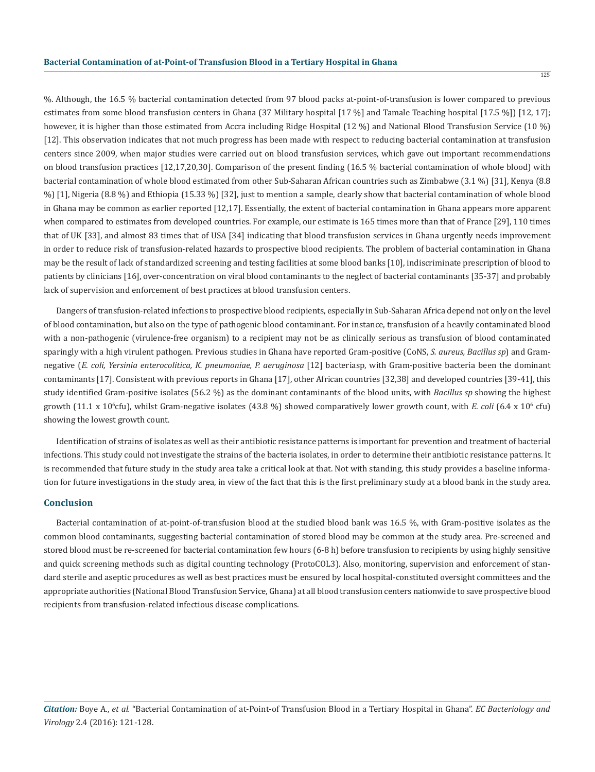%. Although, the 16.5 % bacterial contamination detected from 97 blood packs at-point-of-transfusion is lower compared to previous estimates from some blood transfusion centers in Ghana (37 Military hospital [17 %] and Tamale Teaching hospital [17.5 %]) [12, 17]; however, it is higher than those estimated from Accra including Ridge Hospital (12 %) and National Blood Transfusion Service (10 %) [12]. This observation indicates that not much progress has been made with respect to reducing bacterial contamination at transfusion centers since 2009, when major studies were carried out on blood transfusion services, which gave out important recommendations on blood transfusion practices [12,17,20,30]. Comparison of the present finding (16.5 % bacterial contamination of whole blood) with bacterial contamination of whole blood estimated from other Sub-Saharan African countries such as Zimbabwe (3.1 %) [31], Kenya (8.8 %) [1], Nigeria (8.8 %) and Ethiopia (15.33 %) [32], just to mention a sample, clearly show that bacterial contamination of whole blood in Ghana may be common as earlier reported [12,17]. Essentially, the extent of bacterial contamination in Ghana appears more apparent when compared to estimates from developed countries. For example, our estimate is 165 times more than that of France [29], 110 times that of UK [33], and almost 83 times that of USA [34] indicating that blood transfusion services in Ghana urgently needs improvement in order to reduce risk of transfusion-related hazards to prospective blood recipients. The problem of bacterial contamination in Ghana may be the result of lack of standardized screening and testing facilities at some blood banks [10], indiscriminate prescription of blood to patients by clinicians [16], over-concentration on viral blood contaminants to the neglect of bacterial contaminants [35-37] and probably lack of supervision and enforcement of best practices at blood transfusion centers.

Dangers of transfusion-related infections to prospective blood recipients, especially in Sub-Saharan Africa depend not only on the level of blood contamination, but also on the type of pathogenic blood contaminant. For instance, transfusion of a heavily contaminated blood with a non-pathogenic (virulence-free organism) to a recipient may not be as clinically serious as transfusion of blood contaminated sparingly with a high virulent pathogen. Previous studies in Ghana have reported Gram-positive (CoNS, *S. aureus, Bacillus sp*) and Gram-negative (*E. coli, Yersinia enterocolitica, K. pneumoniae, P. aeruginosa* [12] bacteriasp, with Gram-positive bacteria been the dominant contaminants [17]. Consistent with previous reports in Ghana [17], other African countries [32,38] and developed countries [39-41], this study identified Gram-positive isolates (56.2 %) as the dominant contaminants of the blood units, with *Bacillus sp* showing the highest growth (11.1 x $10^6$cfu), whilst Gram-negative isolates (43.8 %) showed comparatively lower growth count, with *E. coli* (6.4 x $10^6$ cfu) showing the lowest growth count.

Identification of strains of isolates as well as their antibiotic resistance patterns is important for prevention and treatment of bacterial infections. This study could not investigate the strains of the bacteria isolates, in order to determine their antibiotic resistance patterns. It is recommended that future study in the study area take a critical look at that. Not with standing, this study provides a baseline information for future investigations in the study area, in view of the fact that this is the first preliminary study at a blood bank in the study area.

## Conclusion

Bacterial contamination of at-point-of-transfusion blood at the studied blood bank was 16.5 %, with Gram-positive isolates as the common blood contaminants, suggesting bacterial contamination of stored blood may be common at the study area. Pre-screened and stored blood must be re-screened for bacterial contamination few hours (6-8 h) before transfusion to recipients by using highly sensitive and quick screening methods such as digital counting technology (ProtoCOL3). Also, monitoring, supervision and enforcement of standard sterile and aseptic procedures as well as best practices must be ensured by local hospital-constituted oversight committees and the appropriate authorities (National Blood Transfusion Service, Ghana) at all blood transfusion centers nationwide to save prospective blood recipients from transfusion-related infectious disease complications.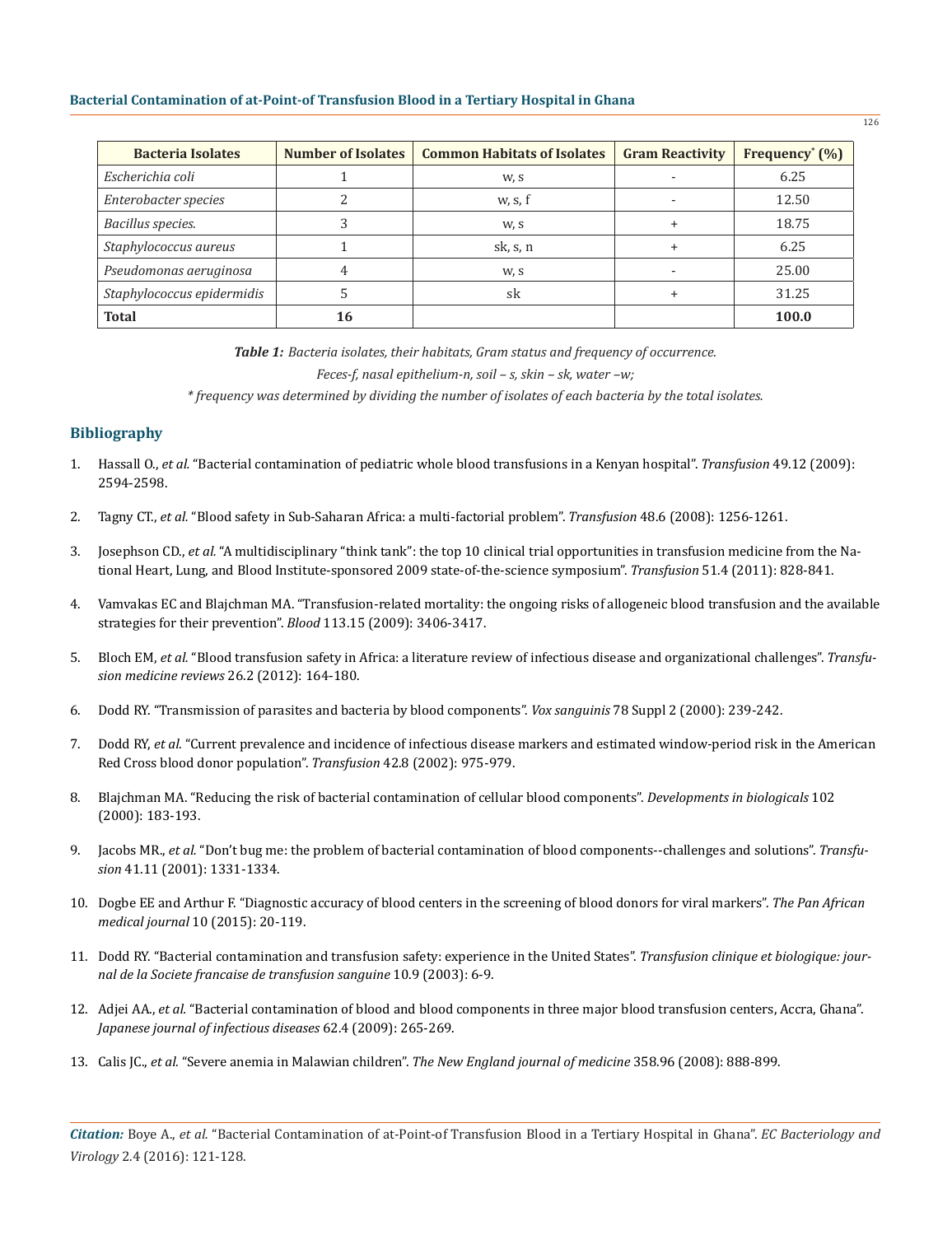| Bacteria Isolates | Number of Isolates | Common Habitats of Isolates | Gram Reactivity | Frequency* (%) |
|---|---|---|---|---|
| *Escherichia coli* | 1 | w, s | - | 6.25 |
| *Enterobacter species* | 2 | w, s, f | - | 12.50 |
| *Bacillus species.* | 3 | w, s | + | 18.75 |
| *Staphylococcus aureus* | 1 | sk, s, n | + | 6.25 |
| *Pseudomonas aeruginosa* | 4 | w, s | - | 25.00 |
| *Staphylococcus epidermidis* | 5 | sk | + | 31.25 |
| **Total** | **16** | | | **100.0** |

***Table 1:*** *Bacteria isolates, their habitats, Gram status and frequency of occurrence.*

*Feces-f, nasal epithelium-n, soil – s, skin – sk, water –w;*

*\* frequency was determined by dividing the number of isolates of each bacteria by the total isolates.*

## Bibliography

1. Hassall O., *et al.* "Bacterial contamination of pediatric whole blood transfusions in a Kenyan hospital". *Transfusion* 49.12 (2009): 2594-2598.
2. Tagny CT., *et al.* "Blood safety in Sub-Saharan Africa: a multi-factorial problem". *Transfusion* 48.6 (2008): 1256-1261.
3. Josephson CD., *et al.* "A multidisciplinary "think tank": the top 10 clinical trial opportunities in transfusion medicine from the National Heart, Lung, and Blood Institute-sponsored 2009 state-of-the-science symposium". *Transfusion* 51.4 (2011): 828-841.
4. Vamvakas EC and Blajchman MA. "Transfusion-related mortality: the ongoing risks of allogeneic blood transfusion and the available strategies for their prevention". *Blood* 113.15 (2009): 3406-3417.
5. Bloch EM, *et al.* "Blood transfusion safety in Africa: a literature review of infectious disease and organizational challenges". *Transfusion medicine reviews* 26.2 (2012): 164-180.
6. Dodd RY. "Transmission of parasites and bacteria by blood components". *Vox sanguinis* 78 Suppl 2 (2000): 239-242.
7. Dodd RY, *et al.* "Current prevalence and incidence of infectious disease markers and estimated window-period risk in the American Red Cross blood donor population". *Transfusion* 42.8 (2002): 975-979.
8. Blajchman MA. "Reducing the risk of bacterial contamination of cellular blood components". *Developments in biologicals* 102 (2000): 183-193.
9. Jacobs MR., *et al.* "Don't bug me: the problem of bacterial contamination of blood components--challenges and solutions". *Transfusion* 41.11 (2001): 1331-1334.
10. Dogbe EE and Arthur F. "Diagnostic accuracy of blood centers in the screening of blood donors for viral markers". *The Pan African medical journal* 10 (2015): 20-119.
11. Dodd RY. "Bacterial contamination and transfusion safety: experience in the United States". *Transfusion clinique et biologique: journal de la Societe francaise de transfusion sanguine* 10.9 (2003): 6-9.
12. Adjei AA., *et al.* "Bacterial contamination of blood and blood components in three major blood transfusion centers, Accra, Ghana". *Japanese journal of infectious diseases* 62.4 (2009): 265-269.
13. Calis JC., *et al.* "Severe anemia in Malawian children". *The New England journal of medicine* 358.96 (2008): 888-899.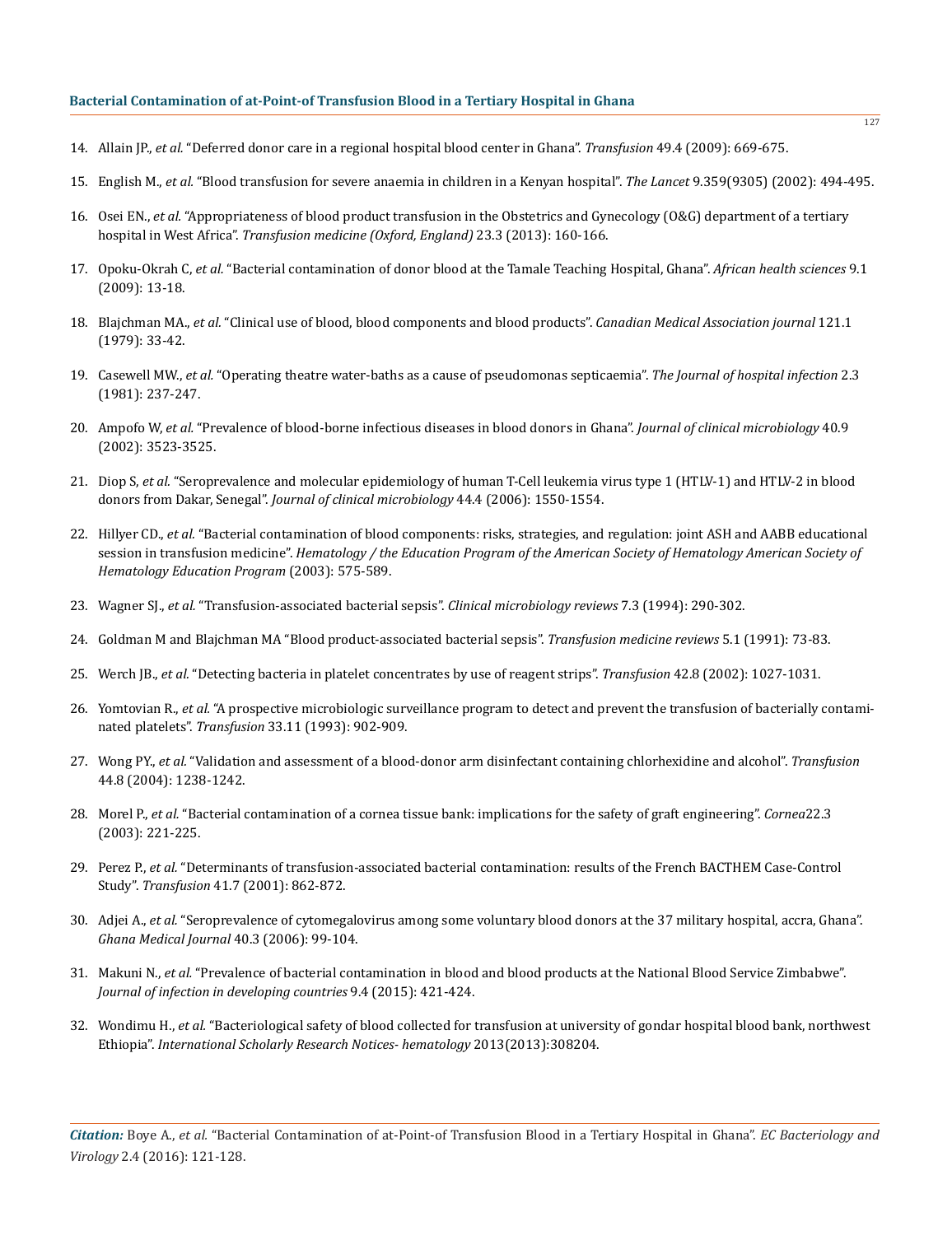14. Allain JP., *et al.* "Deferred donor care in a regional hospital blood center in Ghana". *Transfusion* 49.4 (2009): 669-675.
15. English M., *et al.* "Blood transfusion for severe anaemia in children in a Kenyan hospital". *The Lancet* 9.359(9305) (2002): 494-495.
16. Osei EN., *et al.* "Appropriateness of blood product transfusion in the Obstetrics and Gynecology (O&G) department of a tertiary hospital in West Africa". *Transfusion medicine (Oxford, England)* 23.3 (2013): 160-166.
17. Opoku-Okrah C, *et al.* "Bacterial contamination of donor blood at the Tamale Teaching Hospital, Ghana". *African health sciences* 9.1 (2009): 13-18.
18. Blajchman MA., *et al.* "Clinical use of blood, blood components and blood products". *Canadian Medical Association journal* 121.1 (1979): 33-42.
19. Casewell MW., *et al.* "Operating theatre water-baths as a cause of pseudomonas septicaemia". *The Journal of hospital infection* 2.3 (1981): 237-247.
20. Ampofo W, *et al.* "Prevalence of blood-borne infectious diseases in blood donors in Ghana". *Journal of clinical microbiology* 40.9 (2002): 3523-3525.
21. Diop S, *et al.* "Seroprevalence and molecular epidemiology of human T-Cell leukemia virus type 1 (HTLV-1) and HTLV-2 in blood donors from Dakar, Senegal". *Journal of clinical microbiology* 44.4 (2006): 1550-1554.
22. Hillyer CD., *et al.* "Bacterial contamination of blood components: risks, strategies, and regulation: joint ASH and AABB educational session in transfusion medicine". *Hematology / the Education Program of the American Society of Hematology American Society of Hematology Education Program* (2003): 575-589.
23. Wagner SJ., *et al.* "Transfusion-associated bacterial sepsis". *Clinical microbiology reviews* 7.3 (1994): 290-302.
24. Goldman M and Blajchman MA "Blood product-associated bacterial sepsis". *Transfusion medicine reviews* 5.1 (1991): 73-83.
25. Werch JB., *et al.* "Detecting bacteria in platelet concentrates by use of reagent strips". *Transfusion* 42.8 (2002): 1027-1031.
26. Yomtovian R., *et al.* "A prospective microbiologic surveillance program to detect and prevent the transfusion of bacterially contaminated platelets". *Transfusion* 33.11 (1993): 902-909.
27. Wong PY., *et al.* "Validation and assessment of a blood-donor arm disinfectant containing chlorhexidine and alcohol". *Transfusion* 44.8 (2004): 1238-1242.
28. Morel P., *et al.* "Bacterial contamination of a cornea tissue bank: implications for the safety of graft engineering". *Cornea*22.3 (2003): 221-225.
29. Perez P., *et al.* "Determinants of transfusion-associated bacterial contamination: results of the French BACTHEM Case-Control Study". *Transfusion* 41.7 (2001): 862-872.
30. Adjei A., *et al.* "Seroprevalence of cytomegalovirus among some voluntary blood donors at the 37 military hospital, accra, Ghana". *Ghana Medical Journal* 40.3 (2006): 99-104.
31. Makuni N., *et al.* "Prevalence of bacterial contamination in blood and blood products at the National Blood Service Zimbabwe". *Journal of infection in developing countries* 9.4 (2015): 421-424.
32. Wondimu H., *et al.* "Bacteriological safety of blood collected for transfusion at university of gondar hospital blood bank, northwest Ethiopia". *International Scholarly Research Notices- hematology* 2013(2013):308204.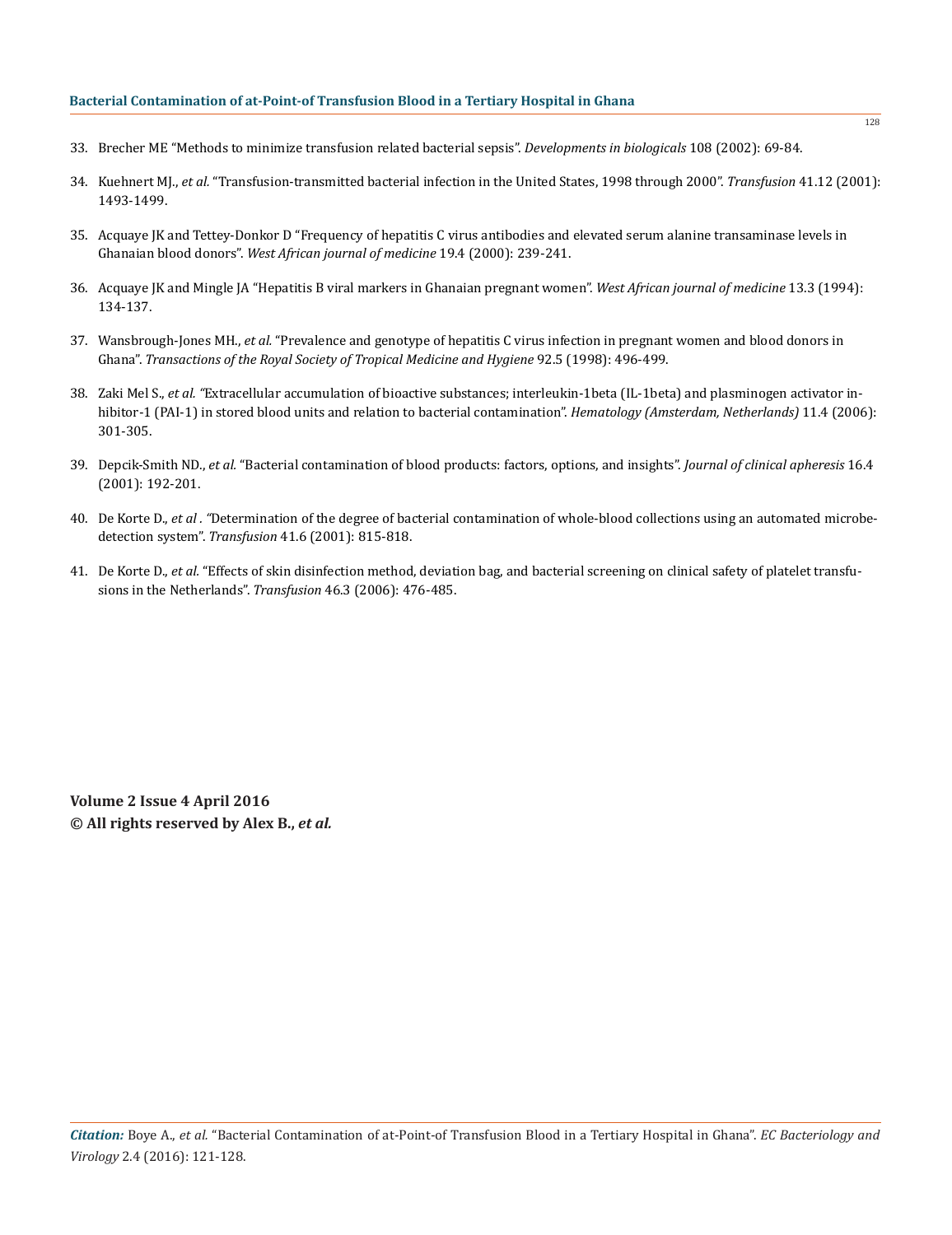33. Brecher ME "Methods to minimize transfusion related bacterial sepsis". *Developments in biologicals* 108 (2002): 69-84.

34. Kuehnert MJ., *et al.* "Transfusion-transmitted bacterial infection in the United States, 1998 through 2000". *Transfusion* 41.12 (2001): 1493-1499.

35. Acquaye JK and Tettey-Donkor D "Frequency of hepatitis C virus antibodies and elevated serum alanine transaminase levels in Ghanaian blood donors". *West African journal of medicine* 19.4 (2000): 239-241.

36. Acquaye JK and Mingle JA "Hepatitis B viral markers in Ghanaian pregnant women". *West African journal of medicine* 13.3 (1994): 134-137.

37. Wansbrough-Jones MH., *et al.* "Prevalence and genotype of hepatitis C virus infection in pregnant women and blood donors in Ghana". *Transactions of the Royal Society of Tropical Medicine and Hygiene* 92.5 (1998): 496-499.

38. Zaki Mel S., *et al.* "Extracellular accumulation of bioactive substances; interleukin-1beta (IL-1beta) and plasminogen activator inhibitor-1 (PAI-1) in stored blood units and relation to bacterial contamination". *Hematology (Amsterdam, Netherlands)* 11.4 (2006): 301-305.

39. Depcik-Smith ND., *et al.* "Bacterial contamination of blood products: factors, options, and insights". *Journal of clinical apheresis* 16.4 (2001): 192-201.

40. De Korte D., *et al* . "Determination of the degree of bacterial contamination of whole-blood collections using an automated microbe-detection system". *Transfusion* 41.6 (2001): 815-818.

41. De Korte D., *et al.* "Effects of skin disinfection method, deviation bag, and bacterial screening on clinical safety of platelet transfusions in the Netherlands". *Transfusion* 46.3 (2006): 476-485.

**Volume 2 Issue 4 April 2016**
**© All rights reserved by Alex B., *et al.***